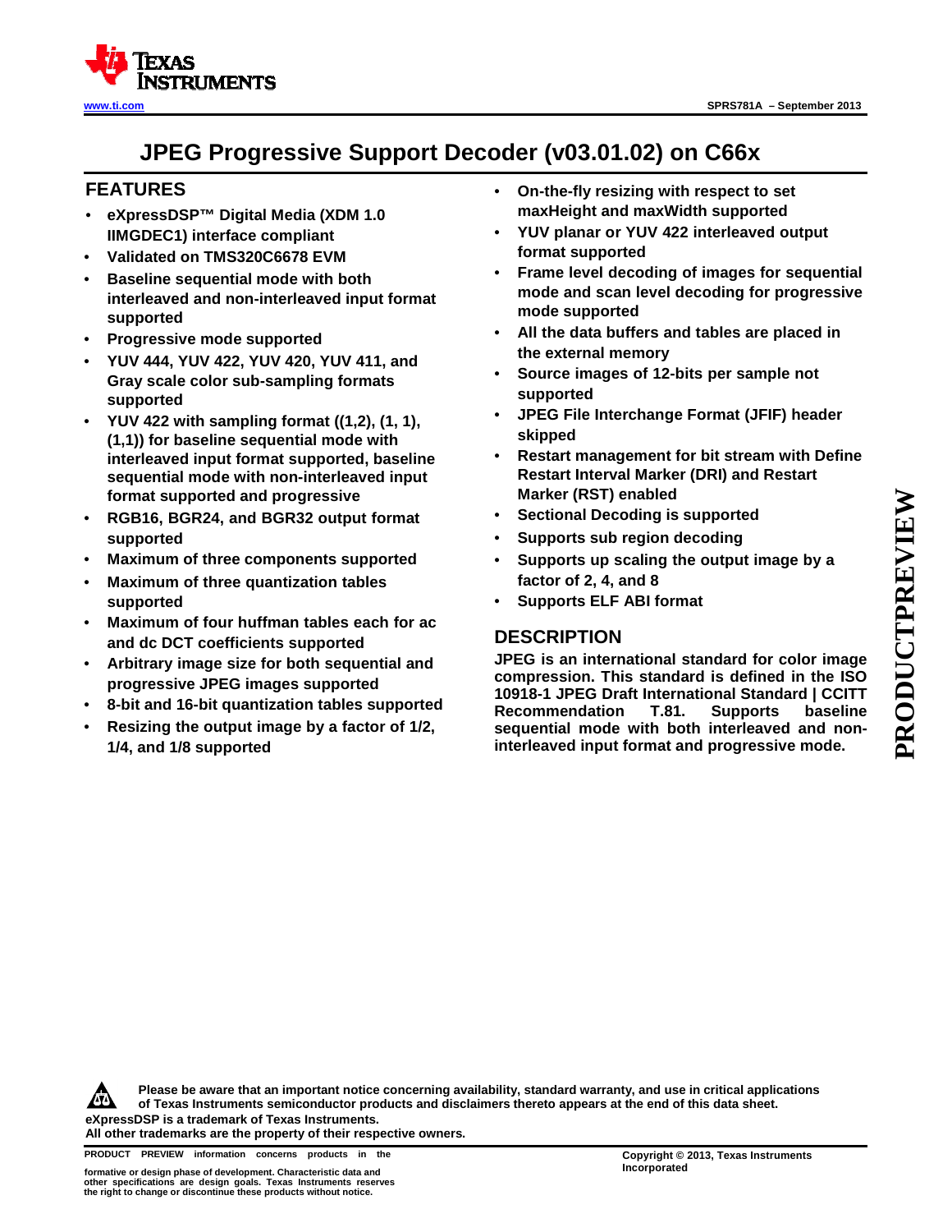# JPEG Progressive Support Decoder (v03.01.02) on C66x

## FEATURES

- eXpressDSP™ Digital Media (XDM 1.0 IIMGDEC1) interface compliant
- Validated on TMS320C6678 EVM
- Baseline sequential mode with both interleaved and non-interleaved input format supported
- Progressive mode supported
- YUV 444, YUV 422, YUV 420, YUV 411, and Gray scale color sub-sampling formats supported
- YUV 422 with sampling format ((1,2), (1, 1), (1,1)) for baseline sequential mode with interleaved input format supported, baseline sequential mode with non-interleaved input format supported and progressive
- RGB16, BGR24, and BGR32 output format supported
- Maximum of three components supported
- Maximum of three quantization tables supported
- Maximum of four huffman tables each for ac and dc DCT coefficients supported
- Arbitrary image size for both sequential and progressive JPEG images supported
- 8-bit and 16-bit quantization tables supported
- Resizing the output image by a factor of 1/2, 1/4, and 1/8 supported
- On-the-fly resizing with respect to set maxHeight and maxWidth supported
- YUV planar or YUV 422 interleaved output format supported
- Frame level decoding of images for sequential mode and scan level decoding for progressive mode supported
- All the data buffers and tables are placed in the external memory
- Source images of 12-bits per sample not supported
- JPEG File Interchange Format (JFIF) header skipped
- Restart management for bit stream with Define Restart Interval Marker (DRI) and Restart Marker (RST) enabled
- Sectional Decoding is supported
- Supports sub region decoding
- Supports up scaling the output image by a factor of 2, 4, and 8
- Supports ELF ABI format

## DESCRIPTION

JPEG is an international standard for color image compression. This standard is defined in the ISO 10918-1 JPEG Draft International Standard | CCITT Recommendation T.81. Supports baseline sequential mode with both interleaved and non-interleaved input format and progressive mode.

Please be aware that an important notice concerning availability, standard warranty, and use in critical applications of Texas Instruments semiconductor products and disclaimers thereto appears at the end of this data sheet.

eXpressDSP is a trademark of Texas Instruments.

All other trademarks are the property of their respective owners.

PRODUCT PREVIEW information concerns products in the formative or design phase of development. Characteristic data and other specifications are design goals. Texas Instruments reserves the right to change or discontinue these products without notice.

Copyright © 2013, Texas Instruments Incorporated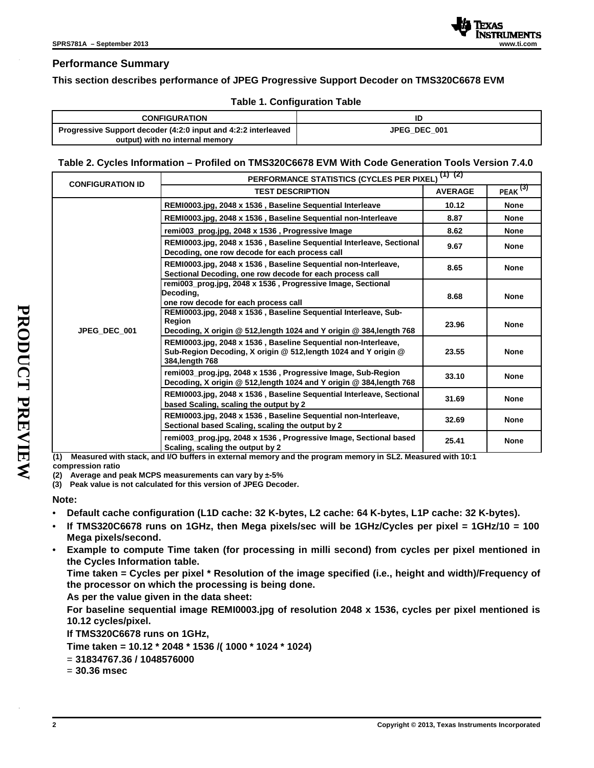## Performance Summary

**This section describes performance of JPEG Progressive Support Decoder on TMS320C6678 EVM**

**Table 1. Configuration Table**

| CONFIGURATION | ID |
|---|---|
| Progressive Support decoder (4:2:0 input and 4:2:2 interleaved output) with no internal memory | JPEG_DEC_001 |

**Table 2. Cycles Information – Profiled on TMS320C6678 EVM With Code Generation Tools Version 7.4.0**

| CONFIGURATION ID | PERFORMANCE STATISTICS (CYCLES PER PIXEL) [(1)] [(2)] | | |
|---|---|---|---|
| | TEST DESCRIPTION | AVERAGE | PEAK [(3)] |
| JPEG_DEC_001 | REMI0003.jpg, 2048 x 1536 , Baseline Sequential Interleave | 10.12 | None |
| | REMI0003.jpg, 2048 x 1536 , Baseline Sequential non-Interleave | 8.87 | None |
| | remi003_prog.jpg, 2048 x 1536 , Progressive Image | 8.62 | None |
| | REMI0003.jpg, 2048 x 1536 , Baseline Sequential Interleave, Sectional Decoding, one row decode for each process call | 9.67 | None |
| | REMI0003.jpg, 2048 x 1536 , Baseline Sequential non-Interleave, Sectional Decoding, one row decode for each process call | 8.65 | None |
| | remi003_prog.jpg, 2048 x 1536 , Progressive Image, Sectional Decoding, one row decode for each process call | 8.68 | None |
| | REMI0003.jpg, 2048 x 1536 , Baseline Sequential Interleave, Sub-Region Decoding, X origin @ 512,length 1024 and Y origin @ 384,length 768 | 23.96 | None |
| | REMI0003.jpg, 2048 x 1536 , Baseline Sequential non-Interleave, Sub-Region Decoding, X origin @ 512,length 1024 and Y origin @ 384,length 768 | 23.55 | None |
| | remi003_prog.jpg, 2048 x 1536 , Progressive Image, Sub-Region Decoding, X origin @ 512,length 1024 and Y origin @ 384,length 768 | 33.10 | None |
| | REMI0003.jpg, 2048 x 1536 , Baseline Sequential Interleave, Sectional based Scaling, scaling the output by 2 | 31.69 | None |
| | REMI0003.jpg, 2048 x 1536 , Baseline Sequential non-Interleave, Sectional based Scaling, scaling the output by 2 | 32.69 | None |
| | remi003_prog.jpg, 2048 x 1536 , Progressive Image, Sectional based Scaling, scaling the output by 2 | 25.41 | None |

(1) Measured with stack, and I/O buffers in external memory and the program memory in SL2. Measured with 10:1 compression ratio

(2) Average and peak MCPS measurements can vary by ±-5%

(3) Peak value is not calculated for this version of JPEG Decoder.

**Note:**

- **Default cache configuration (L1D cache: 32 K-bytes, L2 cache: 64 K-bytes, L1P cache: 32 K-bytes).**
- **If TMS320C6678 runs on 1GHz, then Mega pixels/sec will be 1GHz/Cycles per pixel = 1GHz/10 = 100 Mega pixels/second.**
- **Example to compute Time taken (for processing in milli second) from cycles per pixel mentioned in the Cycles Information table.**

  **Time taken = Cycles per pixel * Resolution of the image specified (i.e., height and width)/Frequency of the processor on which the processing is being done.**

  **As per the value given in the data sheet:**

  **For baseline sequential image REMI0003.jpg of resolution 2048 x 1536, cycles per pixel mentioned is 10.12 cycles/pixel.**

  **If TMS320C6678 runs on 1GHz,**

  **Time taken = 10.12 * 2048 * 1536 /( 1000 * 1024 * 1024)**

  = **31834767.36 / 1048576000**

  = **30.36 msec**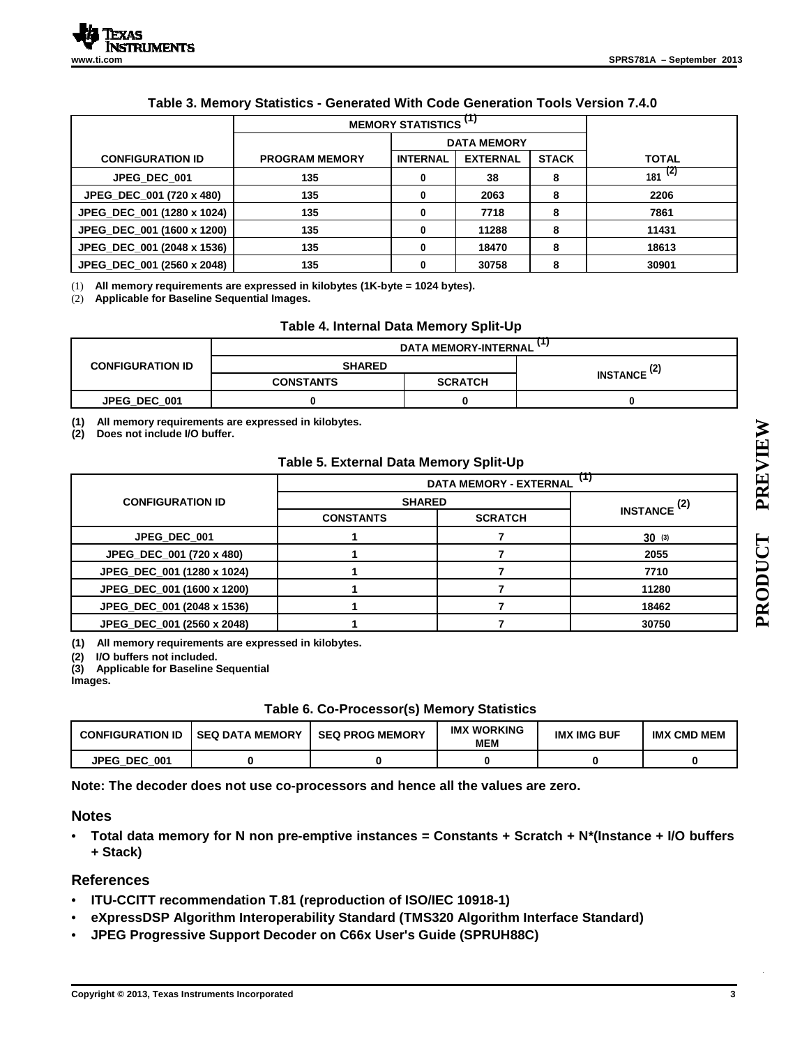### Table 3. Memory Statistics - Generated With Code Generation Tools Version 7.4.0

| CONFIGURATION ID | MEMORY STATISTICS [(1)] | | | | TOTAL |
|---|---|---|---|---|---|
| | | DATA MEMORY | | | |
| | PROGRAM MEMORY | INTERNAL | EXTERNAL | STACK | |
| JPEG_DEC_001 | 135 | 0 | 38 | 8 | 181 [(2)] |
| JPEG_DEC_001 (720 x 480) | 135 | 0 | 2063 | 8 | 2206 |
| JPEG_DEC_001 (1280 x 1024) | 135 | 0 | 7718 | 8 | 7861 |
| JPEG_DEC_001 (1600 x 1200) | 135 | 0 | 11288 | 8 | 11431 |
| JPEG_DEC_001 (2048 x 1536) | 135 | 0 | 18470 | 8 | 18613 |
| JPEG_DEC_001 (2560 x 2048) | 135 | 0 | 30758 | 8 | 30901 |

(1) All memory requirements are expressed in kilobytes (1K-byte = 1024 bytes).
(2) Applicable for Baseline Sequential Images.

### Table 4. Internal Data Memory Split-Up

| CONFIGURATION ID | DATA MEMORY-INTERNAL [(1)] | | |
|---|---|---|---|
| | SHARED | | INSTANCE [(2)] |
| | CONSTANTS | SCRATCH | |
| JPEG_DEC_001 | 0 | 0 | 0 |

(1) All memory requirements are expressed in kilobytes.
(2) Does not include I/O buffer.

### Table 5. External Data Memory Split-Up

| CONFIGURATION ID | DATA MEMORY - EXTERNAL [(1)] | | |
|---|---|---|---|
| | SHARED | | INSTANCE [(2)] |
| | CONSTANTS | SCRATCH | |
| JPEG_DEC_001 | 1 | 7 | 30 [(3)] |
| JPEG_DEC_001 (720 x 480) | 1 | 7 | 2055 |
| JPEG_DEC_001 (1280 x 1024) | 1 | 7 | 7710 |
| JPEG_DEC_001 (1600 x 1200) | 1 | 7 | 11280 |
| JPEG_DEC_001 (2048 x 1536) | 1 | 7 | 18462 |
| JPEG_DEC_001 (2560 x 2048) | 1 | 7 | 30750 |

(1) All memory requirements are expressed in kilobytes.
(2) I/O buffers not included.
(3) Applicable for Baseline Sequential Images.

### Table 6. Co-Processor(s) Memory Statistics

| CONFIGURATION ID | SEQ DATA MEMORY | SEQ PROG MEMORY | IMX WORKING MEM | IMX IMG BUF | IMX CMD MEM |
|---|---|---|---|---|---|
| JPEG_DEC_001 | 0 | 0 | 0 | 0 | 0 |

**Note: The decoder does not use co-processors and hence all the values are zero.**

## Notes

- Total data memory for N non pre-emptive instances = Constants + Scratch + N*(Instance + I/O buffers + Stack)

## References

- ITU-CCITT recommendation T.81 (reproduction of ISO/IEC 10918-1)
- eXpressDSP Algorithm Interoperability Standard (TMS320 Algorithm Interface Standard)
- JPEG Progressive Support Decoder on C66x User's Guide (SPRUH88C)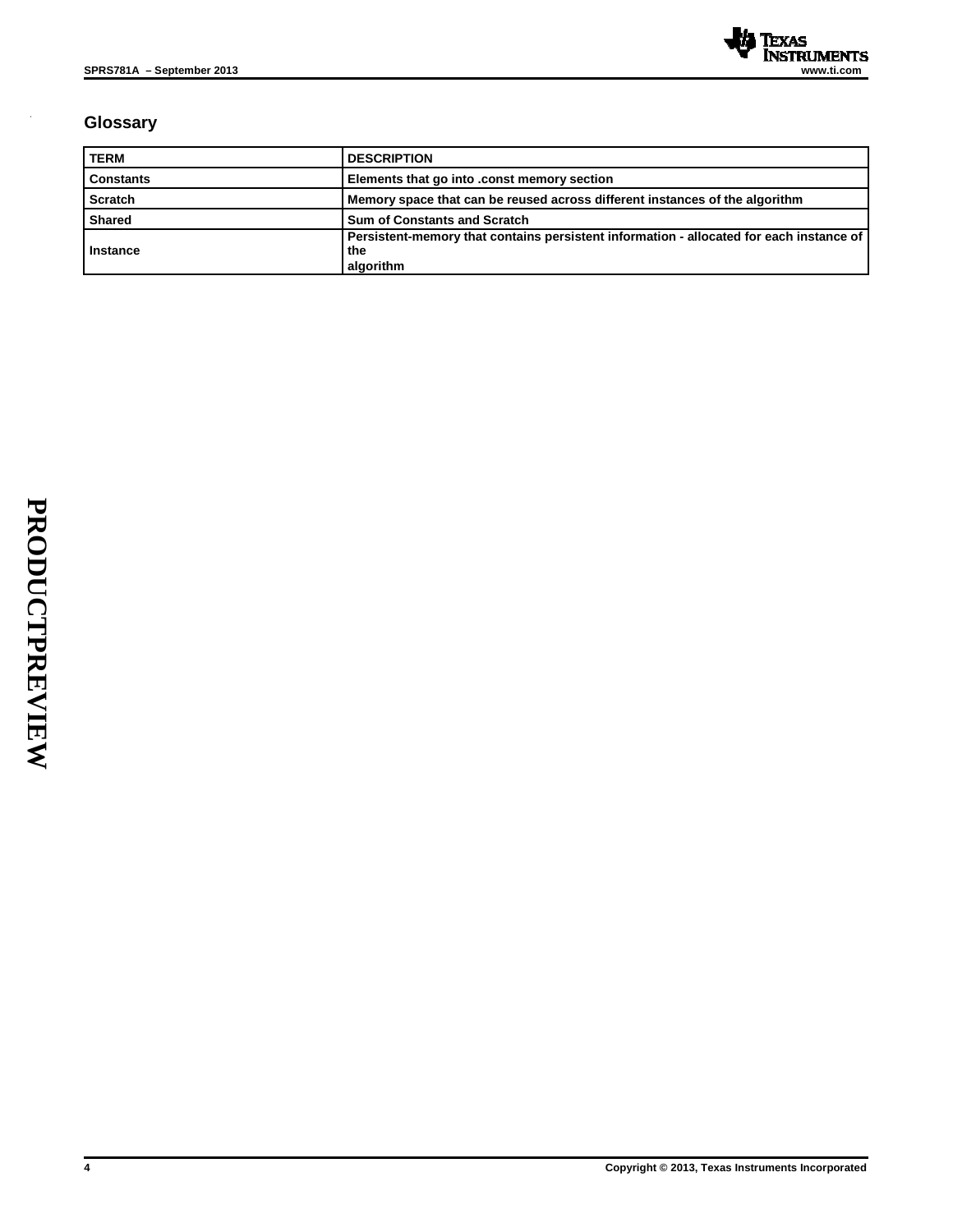## Glossary

| TERM | DESCRIPTION |
|---|---|
| Constants | Elements that go into .const memory section |
| Scratch | Memory space that can be reused across different instances of the algorithm |
| Shared | Sum of Constants and Scratch |
| Instance | Persistent-memory that contains persistent information - allocated for each instance of the algorithm |

PRODUCTPREVIEW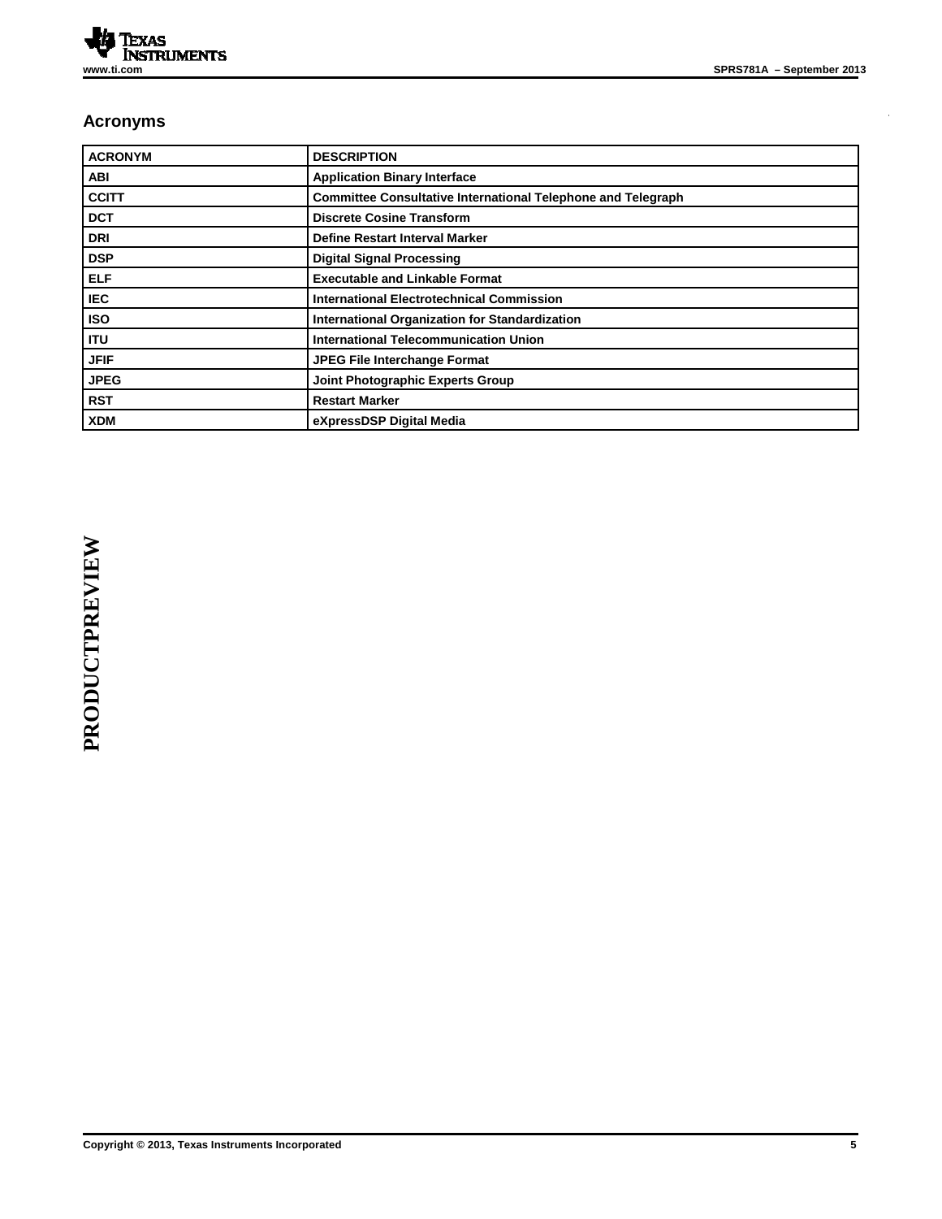## Acronyms

| ACRONYM | DESCRIPTION |
|---|---|
| ABI | Application Binary Interface |
| CCITT | Committee Consultative International Telephone and Telegraph |
| DCT | Discrete Cosine Transform |
| DRI | Define Restart Interval Marker |
| DSP | Digital Signal Processing |
| ELF | Executable and Linkable Format |
| IEC | International Electrotechnical Commission |
| ISO | International Organization for Standardization |
| ITU | International Telecommunication Union |
| JFIF | JPEG File Interchange Format |
| JPEG | Joint Photographic Experts Group |
| RST | Restart Marker |
| XDM | eXpressDSP Digital Media |

PRODUCTPREVIEW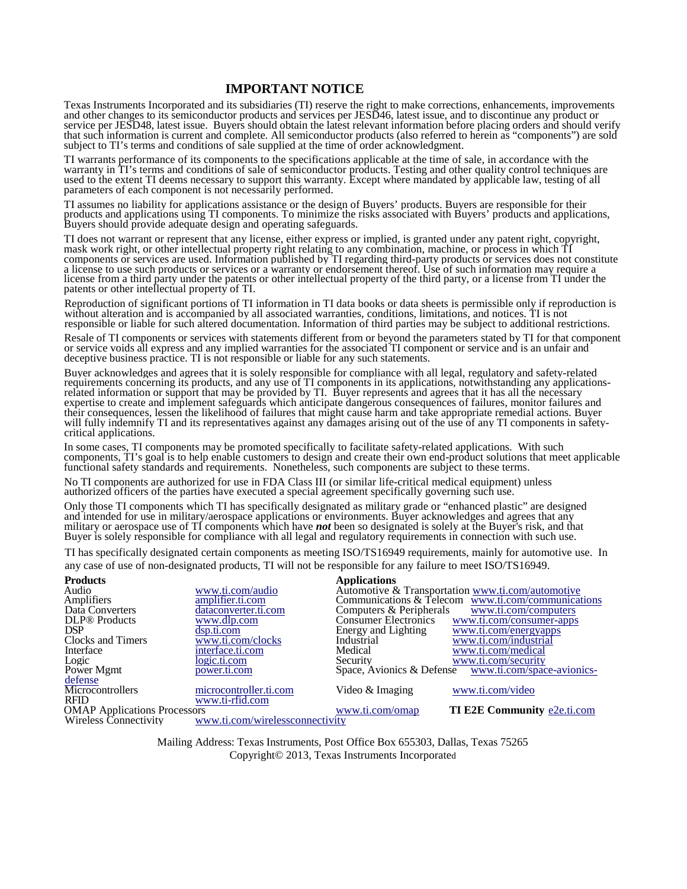## IMPORTANT NOTICE

Texas Instruments Incorporated and its subsidiaries (TI) reserve the right to make corrections, enhancements, improvements and other changes to its semiconductor products and services per JESD46, latest issue, and to discontinue any product or service per JESD48, latest issue. Buyers should obtain the latest relevant information before placing orders and should verify that such information is current and complete. All semiconductor products (also referred to herein as "components") are sold subject to TI's terms and conditions of sale supplied at the time of order acknowledgment.

TI warrants performance of its components to the specifications applicable at the time of sale, in accordance with the warranty in TI's terms and conditions of sale of semiconductor products. Testing and other quality control techniques are used to the extent TI deems necessary to support this warranty. Except where mandated by applicable law, testing of all parameters of each component is not necessarily performed.

TI assumes no liability for applications assistance or the design of Buyers' products. Buyers are responsible for their products and applications using TI components. To minimize the risks associated with Buyers' products and applications, Buyers should provide adequate design and operating safeguards.

TI does not warrant or represent that any license, either express or implied, is granted under any patent right, copyright, mask work right, or other intellectual property right relating to any combination, machine, or process in which TI components or services are used. Information published by TI regarding third-party products or services does not constitute a license to use such products or services or a warranty or endorsement thereof. Use of such information may require a license from a third party under the patents or other intellectual property of the third party, or a license from TI under the patents or other intellectual property of TI.

Reproduction of significant portions of TI information in TI data books or data sheets is permissible only if reproduction is without alteration and is accompanied by all associated warranties, conditions, limitations, and notices. TI is not responsible or liable for such altered documentation. Information of third parties may be subject to additional restrictions.

Resale of TI components or services with statements different from or beyond the parameters stated by TI for that component or service voids all express and any implied warranties for the associated TI component or service and is an unfair and deceptive business practice. TI is not responsible or liable for any such statements.

Buyer acknowledges and agrees that it is solely responsible for compliance with all legal, regulatory and safety-related requirements concerning its products, and any use of TI components in its applications, notwithstanding any applications-related information or support that may be provided by TI. Buyer represents and agrees that it has all the necessary expertise to create and implement safeguards which anticipate dangerous consequences of failures, monitor failures and their consequences, lessen the likelihood of failures that might cause harm and take appropriate remedial actions. Buyer will fully indemnify TI and its representatives against any damages arising out of the use of any TI components in safety-critical applications.

In some cases, TI components may be promoted specifically to facilitate safety-related applications. With such components, TI's goal is to help enable customers to design and create their own end-product solutions that meet applicable functional safety standards and requirements. Nonetheless, such components are subject to these terms.

No TI components are authorized for use in FDA Class III (or similar life-critical medical equipment) unless authorized officers of the parties have executed a special agreement specifically governing such use.

Only those TI components which TI has specifically designated as military grade or "enhanced plastic" are designed and intended for use in military/aerospace applications or environments. Buyer acknowledges and agrees that any military or aerospace use of TI components which have ***not*** been so designated is solely at the Buyer's risk, and that Buyer is solely responsible for compliance with all legal and regulatory requirements in connection with such use.

TI has specifically designated certain components as meeting ISO/TS16949 requirements, mainly for automotive use. In any case of use of non-designated products, TI will not be responsible for any failure to meet ISO/TS16949.

| **Products** | | **Applications** | |
|---|---|---|---|
| Audio | www.ti.com/audio | Automotive & Transportation | www.ti.com/automotive |
| Amplifiers | amplifier.ti.com | Communications & Telecom | www.ti.com/communications |
| Data Converters | dataconverter.ti.com | Computers & Peripherals | www.ti.com/computers |
| DLP® Products | www.dlp.com | Consumer Electronics | www.ti.com/consumer-apps |
| DSP | dsp.ti.com | Energy and Lighting | www.ti.com/energyapps |
| Clocks and Timers | www.ti.com/clocks | Industrial | www.ti.com/industrial |
| Interface | interface.ti.com | Medical | www.ti.com/medical |
| Logic | logic.ti.com | Security | www.ti.com/security |
| Power Mgmt | power.ti.com | Space, Avionics & Defense | www.ti.com/space-avionics-defense |
| Microcontrollers | microcontroller.ti.com | Video & Imaging | www.ti.com/video |
| RFID | www.ti-rfid.com | | |
| OMAP Applications Processors | www.ti.com/omap | **TI E2E Community** | e2e.ti.com |
| Wireless Connectivity | www.ti.com/wirelessconnectivity | | |

Mailing Address: Texas Instruments, Post Office Box 655303, Dallas, Texas 75265
Copyright© 2013, Texas Instruments Incorporated